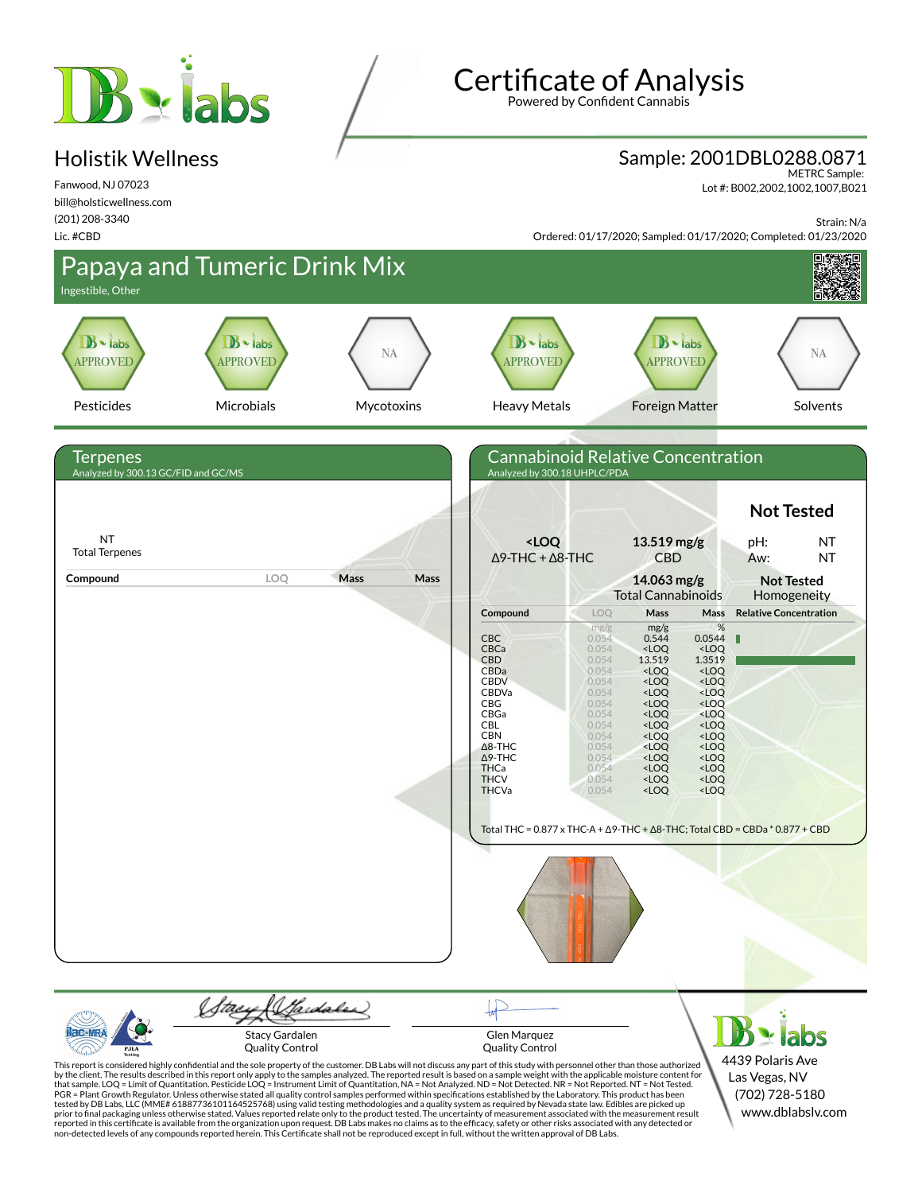# Certificate of Analysis

Powered by Confident Cannabis

## Holistik Wellness

Fanwood, NJ 07023
bill@holsticwellness.com
(201) 208-3340
Lic. #CBD

## Sample: 2001DBL0288.0871

METRC Sample:
Lot #: B002,2002,1002,1007,B021

Strain: N/a
Ordered: 01/17/2020; Sampled: 01/17/2020; Completed: 01/23/2020

# Papaya and Tumeric Drink Mix

Ingestible, Other

| Pesticides | Microbials | Mycotoxins | Heavy Metals | Foreign Matter | Solvents |
|---|---|---|---|---|---|
| APPROVED | APPROVED | NA | APPROVED | APPROVED | NA |

## Terpenes

Analyzed by 300.13 GC/FID and GC/MS

NT
Total Terpenes

| Compound | LOQ | Mass | Mass |
|---|---|---|---|

## Cannabinoid Relative Concentration

Analyzed by 300.18 UHPLC/PDA

**Not Tested**

| **<LOQ** Δ9-THC + Δ8-THC | **13.519 mg/g** CBD | pH: NT |
|---|---|---|
| | **14.063 mg/g** Total Cannabinoids | Aw: NT |
| | | **Not Tested** Homogeneity |

| Compound | LOQ | Mass | Mass | Relative Concentration |
|---|---|---|---|---|
| | mg/g | mg/g | % | |
| CBC | 0.054 | 0.544 | 0.0544 | |
| CBCa | 0.054 | <LOQ | <LOQ | |
| CBD | 0.054 | 13.519 | 1.3519 | |
| CBDa | 0.054 | <LOQ | <LOQ | |
| CBDV | 0.054 | <LOQ | <LOQ | |
| CBDVa | 0.054 | <LOQ | <LOQ | |
| CBG | 0.054 | <LOQ | <LOQ | |
| CBGa | 0.054 | <LOQ | <LOQ | |
| CBL | 0.054 | <LOQ | <LOQ | |
| CBN | 0.054 | <LOQ | <LOQ | |
| Δ8-THC | 0.054 | <LOQ | <LOQ | |
| Δ9-THC | 0.054 | <LOQ | <LOQ | |
| THCa | 0.054 | <LOQ | <LOQ | |
| THCV | 0.054 | <LOQ | <LOQ | |
| THCVa | 0.054 | <LOQ | <LOQ | |

Total THC = 0.877 x THC-A + Δ9-THC + Δ8-THC; Total CBD = CBDa * 0.877 + CBD

Stacy Gardalen
Quality Control

Glen Marquez
Quality Control

4439 Polaris Ave
Las Vegas, NV
(702) 728-5180
www.dblabslv.com

This report is considered highly confidential and the sole property of the customer. DB Labs will not discuss any part of this study with personnel other than those authorized by the client. The results described in this report only apply to the samples analyzed. The reported result is based on a sample weight with the applicable moisture content for that sample. LOQ = Limit of Quantitation. Pesticide LOQ = Instrument Limit of Quantitation, NA = Not Analyzed. ND = Not Detected. NR = Not Reported. NT = Not Tested. PGR = Plant Growth Regulator. Unless otherwise stated all quality control samples performed within specifications established by the Laboratory. This product has been tested by DB Labs, LLC (MME# 61887736101164525768) using valid testing methodologies and a quality system as required by Nevada state law. Edibles are picked up prior to final packaging unless otherwise stated. Values reported relate only to the product tested. The uncertainty of measurement associated with the measurement result reported in this certificate is available from the organization upon request. DB Labs makes no claims as to the efficacy, safety or other risks associated with any detected or non-detected levels of any compounds reported herein. This Certificate shall not be reproduced except in full, without the written approval of DB Labs.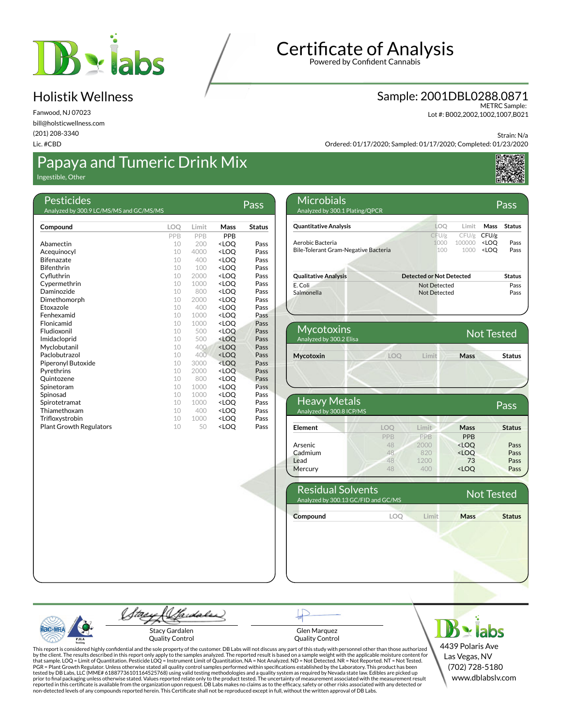# Certificate of Analysis

Powered by Confident Cannabis

## Holistik Wellness

Fanwood, NJ 07023
bill@holsticwellness.com
(201) 208-3340
Lic. #CBD

## Sample: 2001DBL0288.0871

METRC Sample:
Lot #: B002,2002,1002,1007,B021

Strain: N/a
Ordered: 01/17/2020; Sampled: 01/17/2020; Completed: 01/23/2020

# Papaya and Tumeric Drink Mix

Ingestible, Other

## Pesticides — Pass

Analyzed by 300.9 LC/MS/MS and GC/MS/MS

| Compound | LOQ | Limit | Mass | Status |
|---|---|---|---|---|
| | PPB | PPB | PPB | |
| Abamectin | 10 | 200 | <LOQ | Pass |
| Acequinocyl | 10 | 4000 | <LOQ | Pass |
| Bifenazate | 10 | 400 | <LOQ | Pass |
| Bifenthrin | 10 | 100 | <LOQ | Pass |
| Cyfluthrin | 10 | 2000 | <LOQ | Pass |
| Cypermethrin | 10 | 1000 | <LOQ | Pass |
| Daminozide | 10 | 800 | <LOQ | Pass |
| Dimethomorph | 10 | 2000 | <LOQ | Pass |
| Etoxazole | 10 | 400 | <LOQ | Pass |
| Fenhexamid | 10 | 1000 | <LOQ | Pass |
| Flonicamid | 10 | 1000 | <LOQ | Pass |
| Fludioxonil | 10 | 500 | <LOQ | Pass |
| Imidacloprid | 10 | 500 | <LOQ | Pass |
| Myclobutanil | 10 | 400 | <LOQ | Pass |
| Paclobutrazol | 10 | 400 | <LOQ | Pass |
| Piperonyl Butoxide | 10 | 3000 | <LOQ | Pass |
| Pyrethrins | 10 | 2000 | <LOQ | Pass |
| Quintozene | 10 | 800 | <LOQ | Pass |
| Spinetoram | 10 | 1000 | <LOQ | Pass |
| Spinosad | 10 | 1000 | <LOQ | Pass |
| Spirotetramat | 10 | 1000 | <LOQ | Pass |
| Thiamethoxam | 10 | 400 | <LOQ | Pass |
| Trifloxystrobin | 10 | 1000 | <LOQ | Pass |
| Plant Growth Regulators | 10 | 50 | <LOQ | Pass |

## Microbials — Pass

Analyzed by 300.1 Plating/QPCR

| Quantitative Analysis | LOQ | Limit | Mass | Status |
|---|---|---|---|---|
| | CFU/g | CFU/g | CFU/g | |
| Aerobic Bacteria | 1000 | 100000 | <LOQ | Pass |
| Bile-Tolerant Gram-Negative Bacteria | 100 | 1000 | <LOQ | Pass |

| Qualitative Analysis | Detected or Not Detected | Status |
|---|---|---|
| E. Coli | Not Detected | Pass |
| Salmonella | Not Detected | Pass |

## Mycotoxins — Not Tested

Analyzed by 300.2 Elisa

| Mycotoxin | LOQ | Limit | Mass | Status |
|---|---|---|---|---|

## Heavy Metals — Pass

Analyzed by 300.8 ICP/MS

| Element | LOQ | Limit | Mass | Status |
|---|---|---|---|---|
| | PPB | PPB | PPB | |
| Arsenic | 48 | 2000 | <LOQ | Pass |
| Cadmium | 48 | 820 | <LOQ | Pass |
| Lead | 48 | 1200 | 73 | Pass |
| Mercury | 48 | 400 | <LOQ | Pass |

## Residual Solvents — Not Tested

Analyzed by 300.13 GC/FID and GC/MS

| Compound | LOQ | Limit | Mass | Status |
|---|---|---|---|---|

Stacy Gardalen
Quality Control

Glen Marquez
Quality Control

This report is considered highly confidential and the sole property of the customer. DB Labs will not discuss any part of this study with personnel other than those authorized by the client. The results described in this report only apply to the samples analyzed. The reported result is based on a sample weight with the applicable moisture content for that sample. LOQ = Limit of Quantitation. Pesticide LOQ = Instrument Limit of Quantitation, NA = Not Analyzed. ND = Not Detected. NR = Not Reported. NT = Not Tested. PGR = Plant Growth Regulator. Unless otherwise stated all quality control samples performed within specifications established by the Laboratory. This product has been tested by DB Labs, LLC (MME# 61887736101164525768) using valid testing methodologies and a quality system as required by Nevada state law. Edibles are picked up prior to final packaging unless otherwise stated. Values reported relate only to the product tested. The uncertainty of measurement associated with the measurement result reported in this certificate is available from the organization upon request. DB Labs makes no claims as to the efficacy, safety or other risks associated with any detected or non-detected levels of any compounds reported herein. This Certificate shall not be reproduced except in full, without the written approval of DB Labs.

DB labs
4439 Polaris Ave
Las Vegas, NV
(702) 728-5180
www.dblabslv.com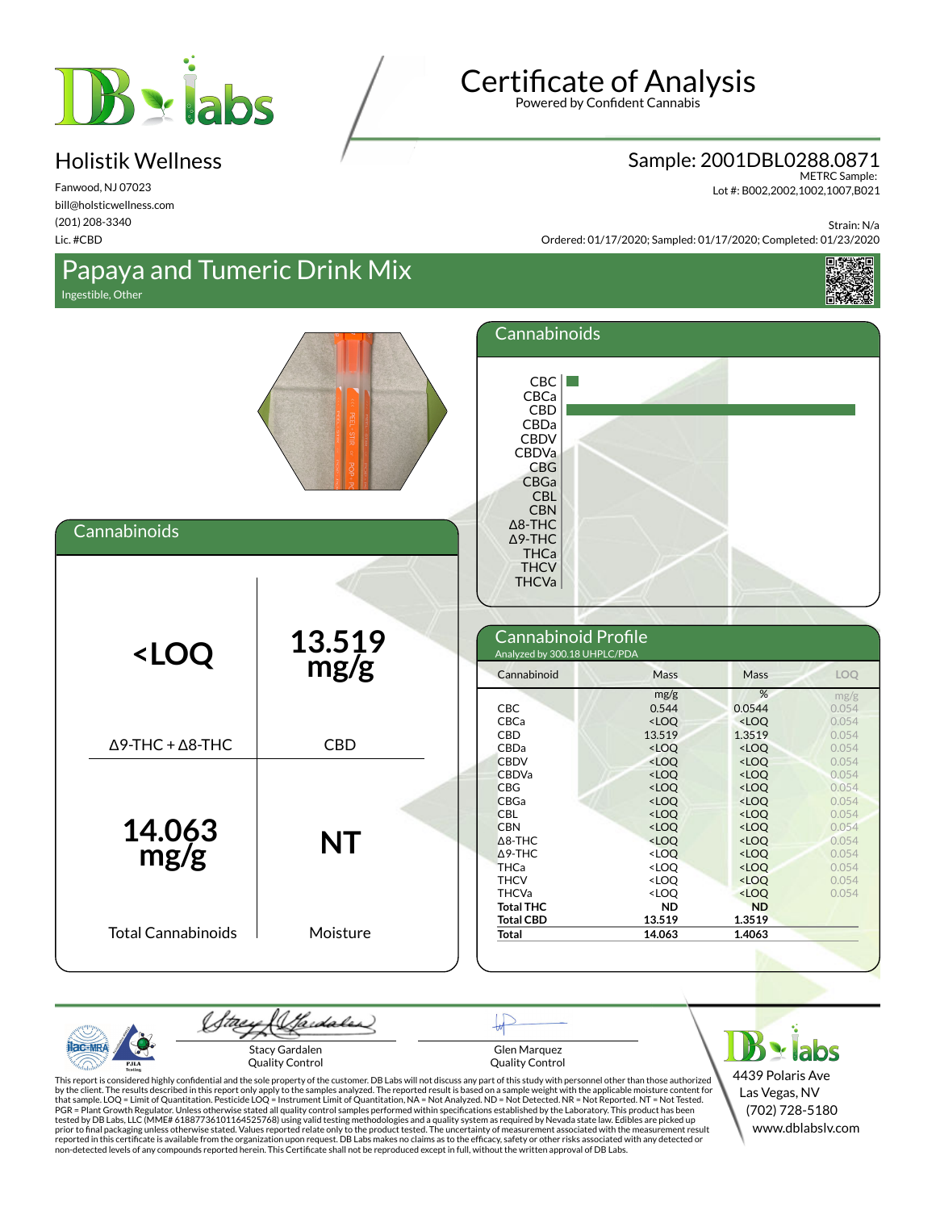# Certificate of Analysis

Powered by Confident Cannabis

## Holistik Wellness

Fanwood, NJ 07023
bill@holsticwellness.com
(201) 208-3340
Lic. #CBD

## Sample: 2001DBL0288.0871

METRC Sample:
Lot #: B002,2002,1002,1007,B021

Strain: N/a
Ordered: 01/17/2020; Sampled: 01/17/2020; Completed: 01/23/2020

# Papaya and Tumeric Drink Mix

Ingestible, Other

## Cannabinoids

| | |
|---|---|
| **<LOQ** | **13.519 mg/g** |
| Δ9-THC + Δ8-THC | CBD |
| **14.063 mg/g** | **NT** |
| Total Cannabinoids | Moisture |

## Cannabinoids

CBC, CBCa, CBD, CBDa, CBDV, CBDVa, CBG, CBGa, CBL, CBN, Δ8-THC, Δ9-THC, THCa, THCV, THCVa

## Cannabinoid Profile

Analyzed by 300.18 UHPLC/PDA

| Cannabinoid | Mass | Mass | LOQ |
|---|---|---|---|
| | mg/g | % | mg/g |
| CBC | 0.544 | 0.0544 | 0.054 |
| CBCa | <LOQ | <LOQ | 0.054 |
| CBD | 13.519 | 1.3519 | 0.054 |
| CBDa | <LOQ | <LOQ | 0.054 |
| CBDV | <LOQ | <LOQ | 0.054 |
| CBDVa | <LOQ | <LOQ | 0.054 |
| CBG | <LOQ | <LOQ | 0.054 |
| CBGa | <LOQ | <LOQ | 0.054 |
| CBL | <LOQ | <LOQ | 0.054 |
| CBN | <LOQ | <LOQ | 0.054 |
| Δ8-THC | <LOQ | <LOQ | 0.054 |
| Δ9-THC | <LOQ | <LOQ | 0.054 |
| THCa | <LOQ | <LOQ | 0.054 |
| THCV | <LOQ | <LOQ | 0.054 |
| THCVa | <LOQ | <LOQ | 0.054 |
| **Total THC** | **ND** | **ND** | |
| **Total CBD** | **13.519** | **1.3519** | |
| **Total** | **14.063** | **1.4063** | |

Stacy Gardalen
Quality Control

Glen Marquez
Quality Control

4439 Polaris Ave
Las Vegas, NV
(702) 728-5180
www.dblabslv.com

This report is considered highly confidential and the sole property of the customer. DB Labs will not discuss any part of this study with personnel other than those authorized by the client. The results described in this report only apply to the samples analyzed. The reported result is based on a sample weight with the applicable moisture content for that sample. LOQ = Limit of Quantitation. Pesticide LOQ = Instrument Limit of Quantitation, NA = Not Analyzed. ND = Not Detected. NR = Not Reported. NT = Not Tested. PGR = Plant Growth Regulator. Unless otherwise stated all quality control samples performed within specifications established by the Laboratory. This product has been tested by DB Labs, LLC (MME# 61887736101164525768) using valid testing methodologies and a quality system as required by Nevada state law. Edibles are picked up prior to final packaging unless otherwise stated. Values reported relate only to the product tested. The uncertainty of measurement associated with the measurement result reported in this certificate is available from the organization upon request. DB Labs makes no claims as to the efficacy, safety or other risks associated with any detected or non-detected levels of any compounds reported herein. This Certificate shall not be reproduced except in full, without the written approval of DB Labs.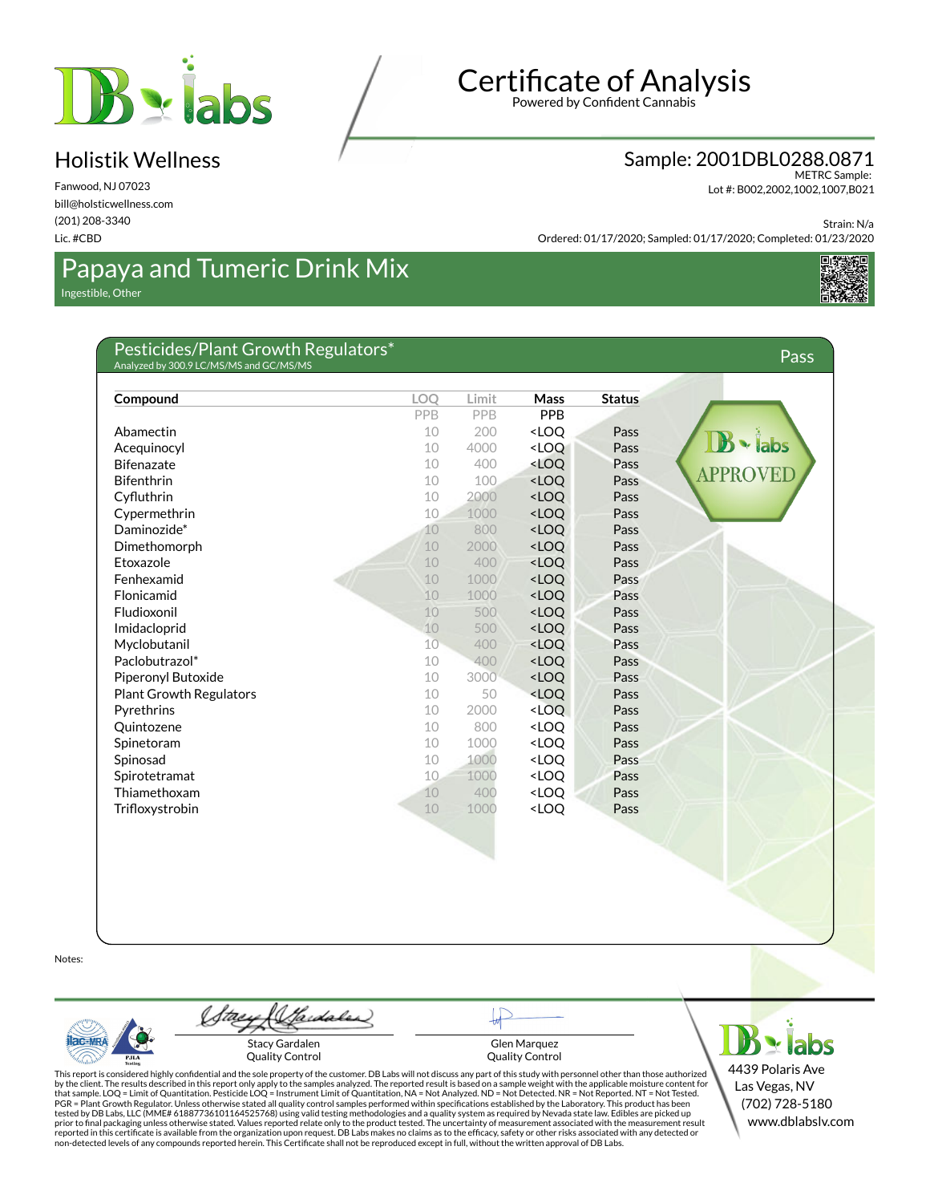# Certificate of Analysis

Powered by Confident Cannabis

## Holistik Wellness

Fanwood, NJ 07023
bill@holsticwellness.com
(201) 208-3340
Lic. #CBD

## Sample: 2001DBL0288.0871

METRC Sample:
Lot #: B002,2002,1002,1007,B021

Strain: N/a
Ordered: 01/17/2020; Sampled: 01/17/2020; Completed: 01/23/2020

# Papaya and Tumeric Drink Mix

Ingestible, Other

## Pesticides/Plant Growth Regulators*

Analyzed by 300.9 LC/MS/MS and GC/MS/MS

**Pass**

| Compound | LOQ | Limit | Mass | Status |
|---|---|---|---|---|
| | PPB | PPB | PPB | |
| Abamectin | 10 | 200 | <LOQ | Pass |
| Acequinocyl | 10 | 4000 | <LOQ | Pass |
| Bifenazate | 10 | 400 | <LOQ | Pass |
| Bifenthrin | 10 | 100 | <LOQ | Pass |
| Cyfluthrin | 10 | 2000 | <LOQ | Pass |
| Cypermethrin | 10 | 1000 | <LOQ | Pass |
| Daminozide* | 10 | 800 | <LOQ | Pass |
| Dimethomorph | 10 | 2000 | <LOQ | Pass |
| Etoxazole | 10 | 400 | <LOQ | Pass |
| Fenhexamid | 10 | 1000 | <LOQ | Pass |
| Flonicamid | 10 | 1000 | <LOQ | Pass |
| Fludioxonil | 10 | 500 | <LOQ | Pass |
| Imidacloprid | 10 | 500 | <LOQ | Pass |
| Myclobutanil | 10 | 400 | <LOQ | Pass |
| Paclobutrazol* | 10 | 400 | <LOQ | Pass |
| Piperonyl Butoxide | 10 | 3000 | <LOQ | Pass |
| Plant Growth Regulators | 10 | 50 | <LOQ | Pass |
| Pyrethrins | 10 | 2000 | <LOQ | Pass |
| Quintozene | 10 | 800 | <LOQ | Pass |
| Spinetoram | 10 | 1000 | <LOQ | Pass |
| Spinosad | 10 | 1000 | <LOQ | Pass |
| Spirotetramat | 10 | 1000 | <LOQ | Pass |
| Thiamethoxam | 10 | 400 | <LOQ | Pass |
| Trifloxystrobin | 10 | 1000 | <LOQ | Pass |

DB labs APPROVED

Notes:

Stacy Gardalen
Quality Control

Glen Marquez
Quality Control

This report is considered highly confidential and the sole property of the customer. DB Labs will not discuss any part of this study with personnel other than those authorized by the client. The results described in this report only apply to the samples analyzed. The reported result is based on a sample weight with the applicable moisture content for that sample. LOQ = Limit of Quantitation. Pesticide LOQ = Instrument Limit of Quantitation, NA = Not Analyzed. ND = Not Detected. NR = Not Reported. NT = Not Tested. PGR = Plant Growth Regulator. Unless otherwise stated all quality control samples performed within specifications established by the Laboratory. This product has been tested by DB Labs, LLC (MME# 61887736101164525768) using valid testing methodologies and a quality system as required by Nevada state law. Edibles are picked up prior to final packaging unless otherwise stated. Values reported relate only to the product tested. The uncertainty of measurement associated with the measurement result reported in this certificate is available from the organization upon request. DB Labs makes no claims as to the efficacy, safety or other risks associated with any detected or non-detected levels of any compounds reported herein. This Certificate shall not be reproduced except in full, without the written approval of DB Labs.

4439 Polaris Ave
Las Vegas, NV
(702) 728-5180
www.dblabslv.com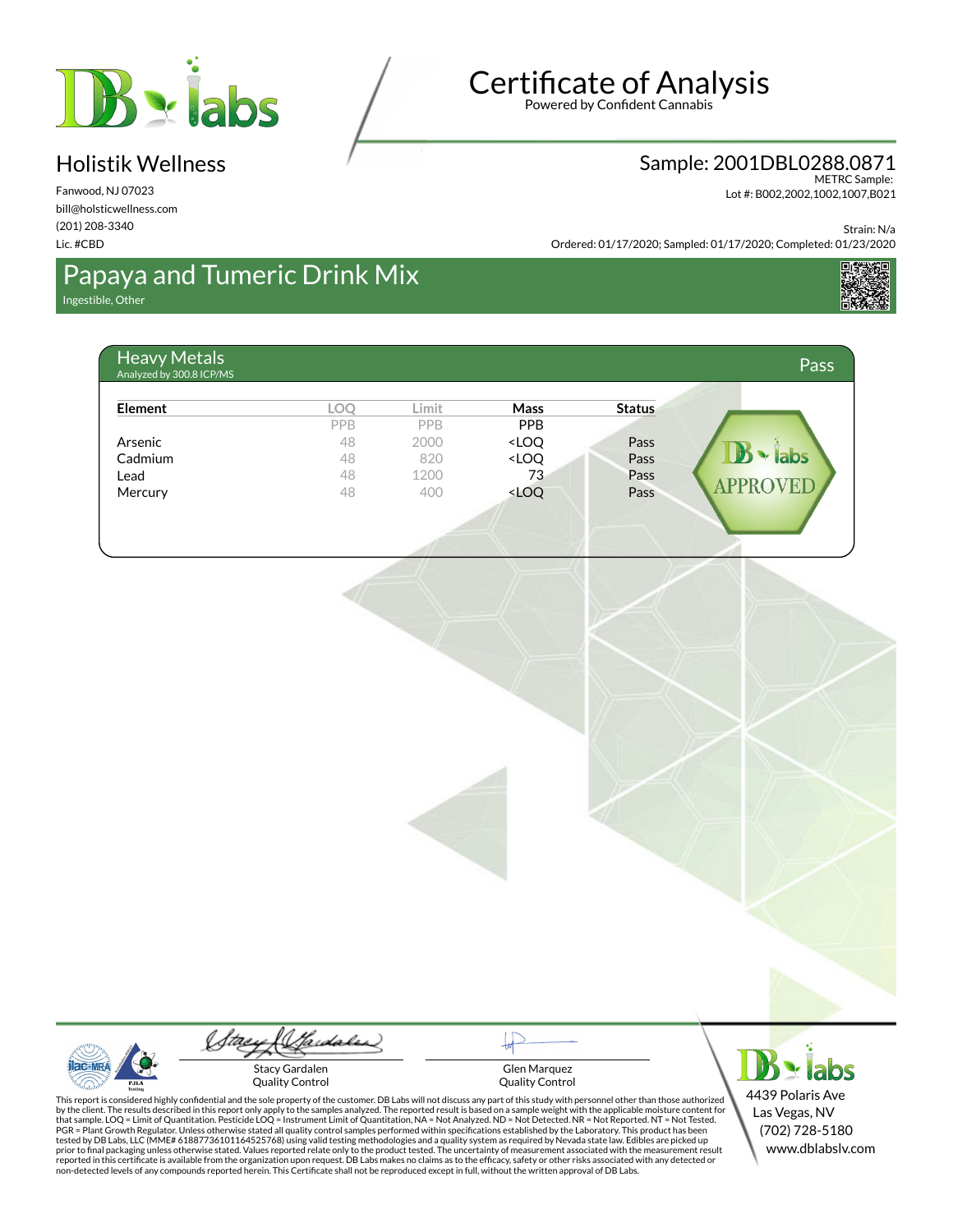# Certificate of Analysis

Powered by Confident Cannabis

## Holistik Wellness

Fanwood, NJ 07023
bill@holsticwellness.com
(201) 208-3340
Lic. #CBD

**Sample: 2001DBL0288.0871**
METRC Sample:
Lot #: B002,2002,1002,1007,B021

Strain: N/a
Ordered: 01/17/2020; Sampled: 01/17/2020; Completed: 01/23/2020

## Papaya and Tumeric Drink Mix

Ingestible, Other

### Heavy Metals

Analyzed by 300.8 ICP/MS

**Pass**

| Element | LOQ | Limit | Mass | Status |
|---|---|---|---|---|
| | PPB | PPB | PPB | |
| Arsenic | 48 | 2000 | <LOQ | Pass |
| Cadmium | 48 | 820 | <LOQ | Pass |
| Lead | 48 | 1200 | 73 | Pass |
| Mercury | 48 | 400 | <LOQ | Pass |

DB labs APPROVED

Stacy Gardalen
Quality Control

Glen Marquez
Quality Control

This report is considered highly confidential and the sole property of the customer. DB Labs will not discuss any part of this study with personnel other than those authorized by the client. The results described in this report only apply to the samples analyzed. The reported result is based on a sample weight with the applicable moisture content for that sample. LOQ = Limit of Quantitation. Pesticide LOQ = Instrument Limit of Quantitation, NA = Not Analyzed. ND = Not Detected. NR = Not Reported. NT = Not Tested. PGR = Plant Growth Regulator. Unless otherwise stated all quality control samples performed within specifications established by the Laboratory. This product has been tested by DB Labs, LLC (MME# 61887736101164525768) using valid testing methodologies and a quality system as required by Nevada state law. Edibles are picked up prior to final packaging unless otherwise stated. Values reported relate only to the product tested. The uncertainty of measurement associated with the measurement result reported in this certificate is available from the organization upon request. DB Labs makes no claims as to the efficacy, safety or other risks associated with any detected or non-detected levels of any compounds reported herein. This Certificate shall not be reproduced except in full, without the written approval of DB Labs.

4439 Polaris Ave
Las Vegas, NV
(702) 728-5180
www.dblabslv.com